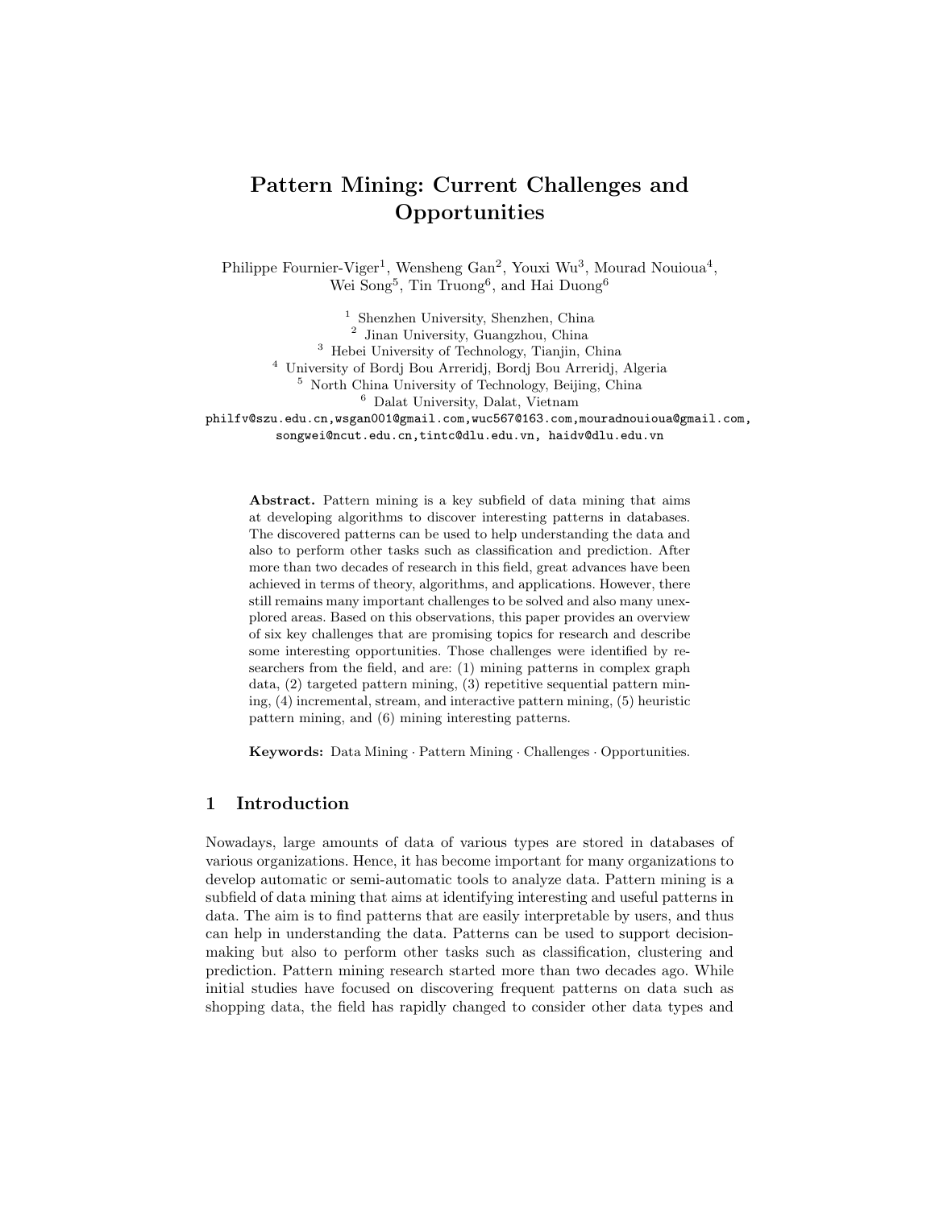# Pattern Mining: Current Challenges and Opportunities

Philippe Fournier-Viger[1], Wensheng Gan[2], Youxi Wu[3], Mourad Nouioua[4], Wei Song[5], Tin Truong[6], and Hai Duong[6]

[1] Shenzhen University, Shenzhen, China
[2] Jinan University, Guangzhou, China
[3] Hebei University of Technology, Tianjin, China
[4] University of Bordj Bou Arreridj, Bordj Bou Arreridj, Algeria
[5] North China University of Technology, Beijing, China
[6] Dalat University, Dalat, Vietnam

philfv@szu.edu.cn,wsgan001@gmail.com,wuc567@163.com,mouradnouioua@gmail.com, songwei@ncut.edu.cn,tintc@dlu.edu.vn, haidv@dlu.edu.vn

**Abstract.** Pattern mining is a key subfield of data mining that aims at developing algorithms to discover interesting patterns in databases. The discovered patterns can be used to help understanding the data and also to perform other tasks such as classification and prediction. After more than two decades of research in this field, great advances have been achieved in terms of theory, algorithms, and applications. However, there still remains many important challenges to be solved and also many unexplored areas. Based on this observations, this paper provides an overview of six key challenges that are promising topics for research and describe some interesting opportunities. Those challenges were identified by researchers from the field, and are: (1) mining patterns in complex graph data, (2) targeted pattern mining, (3) repetitive sequential pattern mining, (4) incremental, stream, and interactive pattern mining, (5) heuristic pattern mining, and (6) mining interesting patterns.

**Keywords:** Data Mining · Pattern Mining · Challenges · Opportunities.

## 1 Introduction

Nowadays, large amounts of data of various types are stored in databases of various organizations. Hence, it has become important for many organizations to develop automatic or semi-automatic tools to analyze data. Pattern mining is a subfield of data mining that aims at identifying interesting and useful patterns in data. The aim is to find patterns that are easily interpretable by users, and thus can help in understanding the data. Patterns can be used to support decision-making but also to perform other tasks such as classification, clustering and prediction. Pattern mining research started more than two decades ago. While initial studies have focused on discovering frequent patterns on data such as shopping data, the field has rapidly changed to consider other data types and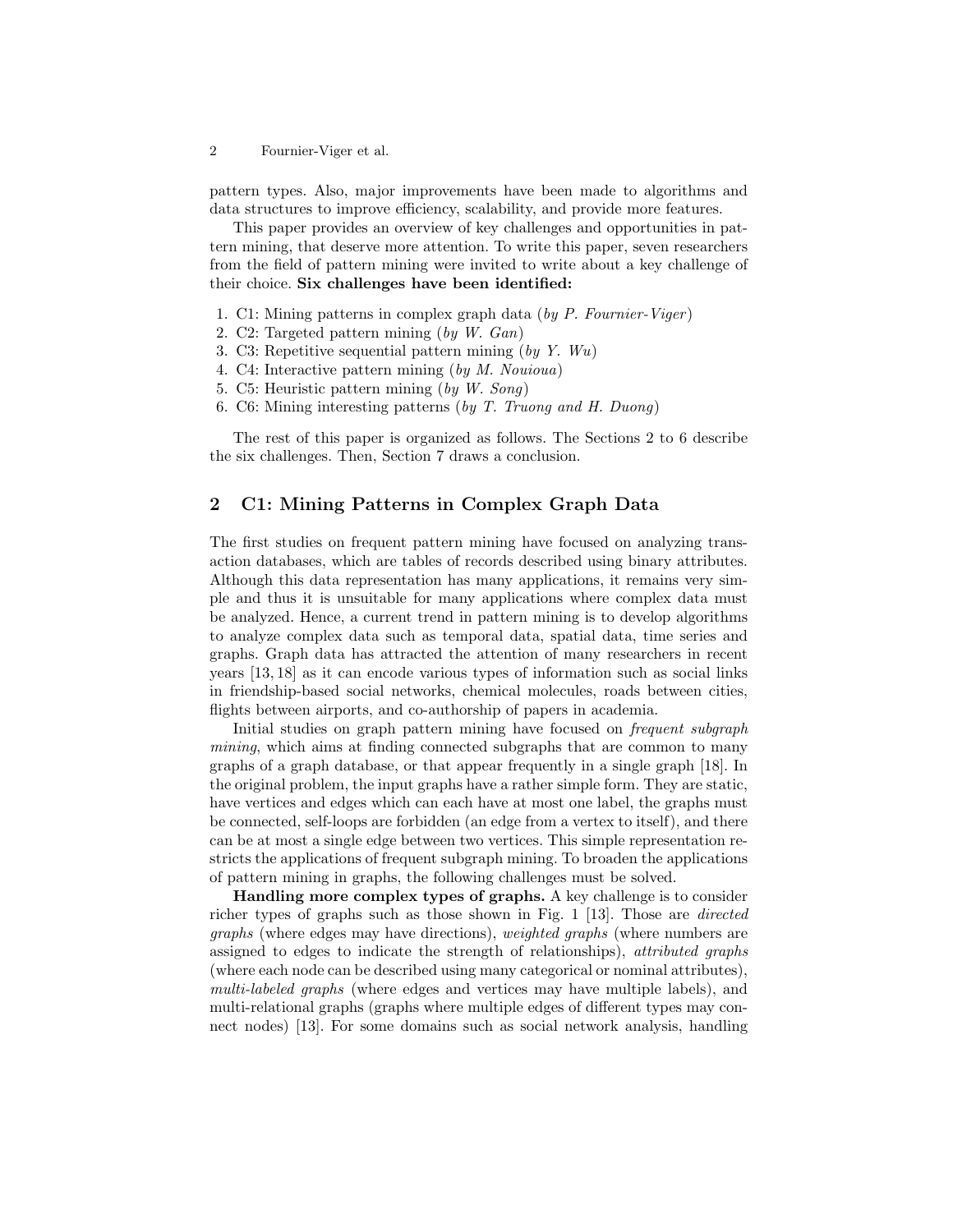pattern types. Also, major improvements have been made to algorithms and data structures to improve efficiency, scalability, and provide more features.

This paper provides an overview of key challenges and opportunities in pattern mining, that deserve more attention. To write this paper, seven researchers from the field of pattern mining were invited to write about a key challenge of their choice. **Six challenges have been identified:**

1. C1: Mining patterns in complex graph data (*by P. Fournier-Viger*)
2. C2: Targeted pattern mining (*by W. Gan*)
3. C3: Repetitive sequential pattern mining (*by Y. Wu*)
4. C4: Interactive pattern mining (*by M. Nouioua*)
5. C5: Heuristic pattern mining (*by W. Song*)
6. C6: Mining interesting patterns (*by T. Truong and H. Duong*)

The rest of this paper is organized as follows. The Sections 2 to 6 describe the six challenges. Then, Section 7 draws a conclusion.

## 2 C1: Mining Patterns in Complex Graph Data

The first studies on frequent pattern mining have focused on analyzing transaction databases, which are tables of records described using binary attributes. Although this data representation has many applications, it remains very simple and thus it is unsuitable for many applications where complex data must be analyzed. Hence, a current trend in pattern mining is to develop algorithms to analyze complex data such as temporal data, spatial data, time series and graphs. Graph data has attracted the attention of many researchers in recent years [13, 18] as it can encode various types of information such as social links in friendship-based social networks, chemical molecules, roads between cities, flights between airports, and co-authorship of papers in academia.

Initial studies on graph pattern mining have focused on *frequent subgraph mining*, which aims at finding connected subgraphs that are common to many graphs of a graph database, or that appear frequently in a single graph [18]. In the original problem, the input graphs have a rather simple form. They are static, have vertices and edges which can each have at most one label, the graphs must be connected, self-loops are forbidden (an edge from a vertex to itself), and there can be at most a single edge between two vertices. This simple representation restricts the applications of frequent subgraph mining. To broaden the applications of pattern mining in graphs, the following challenges must be solved.

**Handling more complex types of graphs.** A key challenge is to consider richer types of graphs such as those shown in Fig. 1 [13]. Those are *directed graphs* (where edges may have directions), *weighted graphs* (where numbers are assigned to edges to indicate the strength of relationships), *attributed graphs* (where each node can be described using many categorical or nominal attributes), *multi-labeled graphs* (where edges and vertices may have multiple labels), and multi-relational graphs (graphs where multiple edges of different types may connect nodes) [13]. For some domains such as social network analysis, handling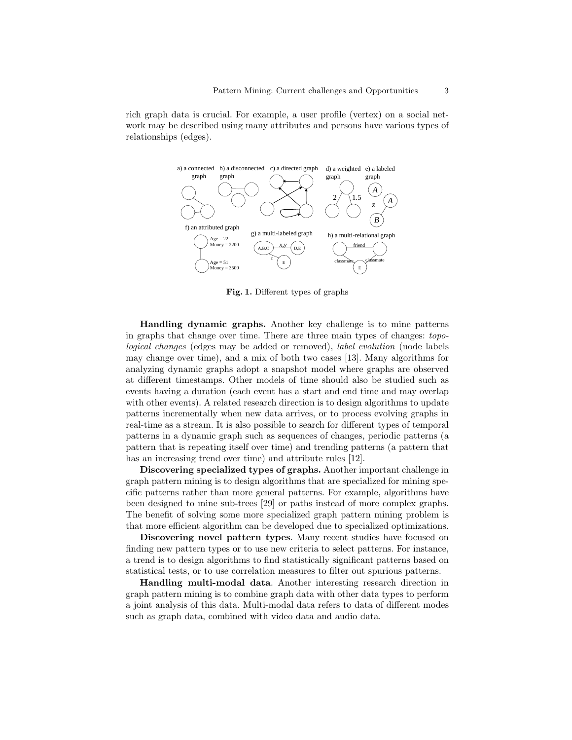rich graph data is crucial. For example, a user profile (vertex) on a social network may be described using many attributes and persons have various types of relationships (edges).

a) a connected graph
b) a disconnected graph
c) a directed graph
d) a weighted graph
2
1.5
e) a labeled graph
A
A
z
B
f) an attributed graph
Age = 22
Money = 2200
Age = 51
Money = 3500
g) a multi-labeled graph
A,B,C
x,y
D,E
z
E
h) a multi-relational graph
friend
classmate
classmate
E

**Fig. 1.** Different types of graphs

**Handling dynamic graphs.** Another key challenge is to mine patterns in graphs that change over time. There are three main types of changes: *topological changes* (edges may be added or removed), *label evolution* (node labels may change over time), and a mix of both two cases [13]. Many algorithms for analyzing dynamic graphs adopt a snapshot model where graphs are observed at different timestamps. Other models of time should also be studied such as events having a duration (each event has a start and end time and may overlap with other events). A related research direction is to design algorithms to update patterns incrementally when new data arrives, or to process evolving graphs in real-time as a stream. It is also possible to search for different types of temporal patterns in a dynamic graph such as sequences of changes, periodic patterns (a pattern that is repeating itself over time) and trending patterns (a pattern that has an increasing trend over time) and attribute rules [12].

**Discovering specialized types of graphs.** Another important challenge in graph pattern mining is to design algorithms that are specialized for mining specific patterns rather than more general patterns. For example, algorithms have been designed to mine sub-trees [29] or paths instead of more complex graphs. The benefit of solving some more specialized graph pattern mining problem is that more efficient algorithm can be developed due to specialized optimizations.

**Discovering novel pattern types**. Many recent studies have focused on finding new pattern types or to use new criteria to select patterns. For instance, a trend is to design algorithms to find statistically significant patterns based on statistical tests, or to use correlation measures to filter out spurious patterns.

**Handling multi-modal data**. Another interesting research direction in graph pattern mining is to combine graph data with other data types to perform a joint analysis of this data. Multi-modal data refers to data of different modes such as graph data, combined with video data and audio data.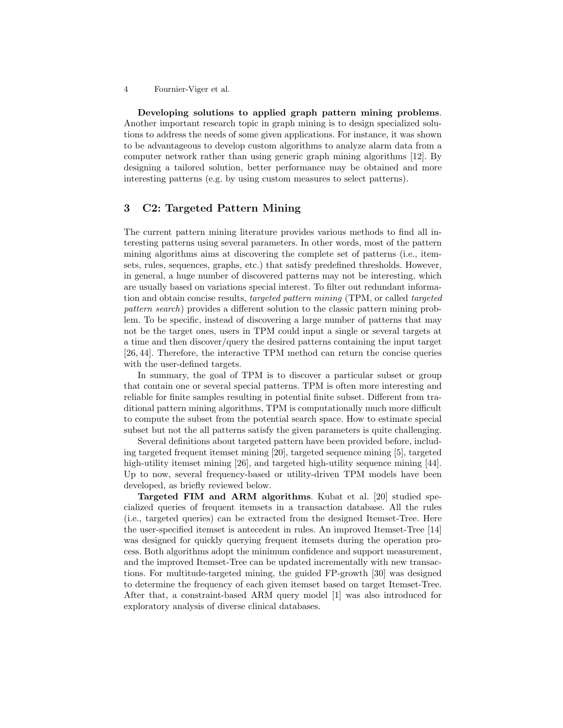**Developing solutions to applied graph pattern mining problems**. Another important research topic in graph mining is to design specialized solutions to address the needs of some given applications. For instance, it was shown to be advantageous to develop custom algorithms to analyze alarm data from a computer network rather than using generic graph mining algorithms [12]. By designing a tailored solution, better performance may be obtained and more interesting patterns (e.g. by using custom measures to select patterns).

## 3 C2: Targeted Pattern Mining

The current pattern mining literature provides various methods to find all interesting patterns using several parameters. In other words, most of the pattern mining algorithms aims at discovering the complete set of patterns (i.e., itemsets, rules, sequences, graphs, etc.) that satisfy predefined thresholds. However, in general, a huge number of discovered patterns may not be interesting, which are usually based on variations special interest. To filter out redundant information and obtain concise results, *targeted pattern mining* (TPM, or called *targeted pattern search*) provides a different solution to the classic pattern mining problem. To be specific, instead of discovering a large number of patterns that may not be the target ones, users in TPM could input a single or several targets at a time and then discover/query the desired patterns containing the input target [26, 44]. Therefore, the interactive TPM method can return the concise queries with the user-defined targets.

In summary, the goal of TPM is to discover a particular subset or group that contain one or several special patterns. TPM is often more interesting and reliable for finite samples resulting in potential finite subset. Different from traditional pattern mining algorithms, TPM is computationally much more difficult to compute the subset from the potential search space. How to estimate special subset but not the all patterns satisfy the given parameters is quite challenging.

Several definitions about targeted pattern have been provided before, including targeted frequent itemset mining [20], targeted sequence mining [5], targeted high-utility itemset mining [26], and targeted high-utility sequence mining [44]. Up to now, several frequency-based or utility-driven TPM models have been developed, as briefly reviewed below.

**Targeted FIM and ARM algorithms**. Kubat et al. [20] studied specialized queries of frequent itemsets in a transaction database. All the rules (i.e., targeted queries) can be extracted from the designed Itemset-Tree. Here the user-specified itemset is antecedent in rules. An improved Itemset-Tree [14] was designed for quickly querying frequent itemsets during the operation process. Both algorithms adopt the minimum confidence and support measurement, and the improved Itemset-Tree can be updated incrementally with new transactions. For multitude-targeted mining, the guided FP-growth [30] was designed to determine the frequency of each given itemset based on target Itemset-Tree. After that, a constraint-based ARM query model [1] was also introduced for exploratory analysis of diverse clinical databases.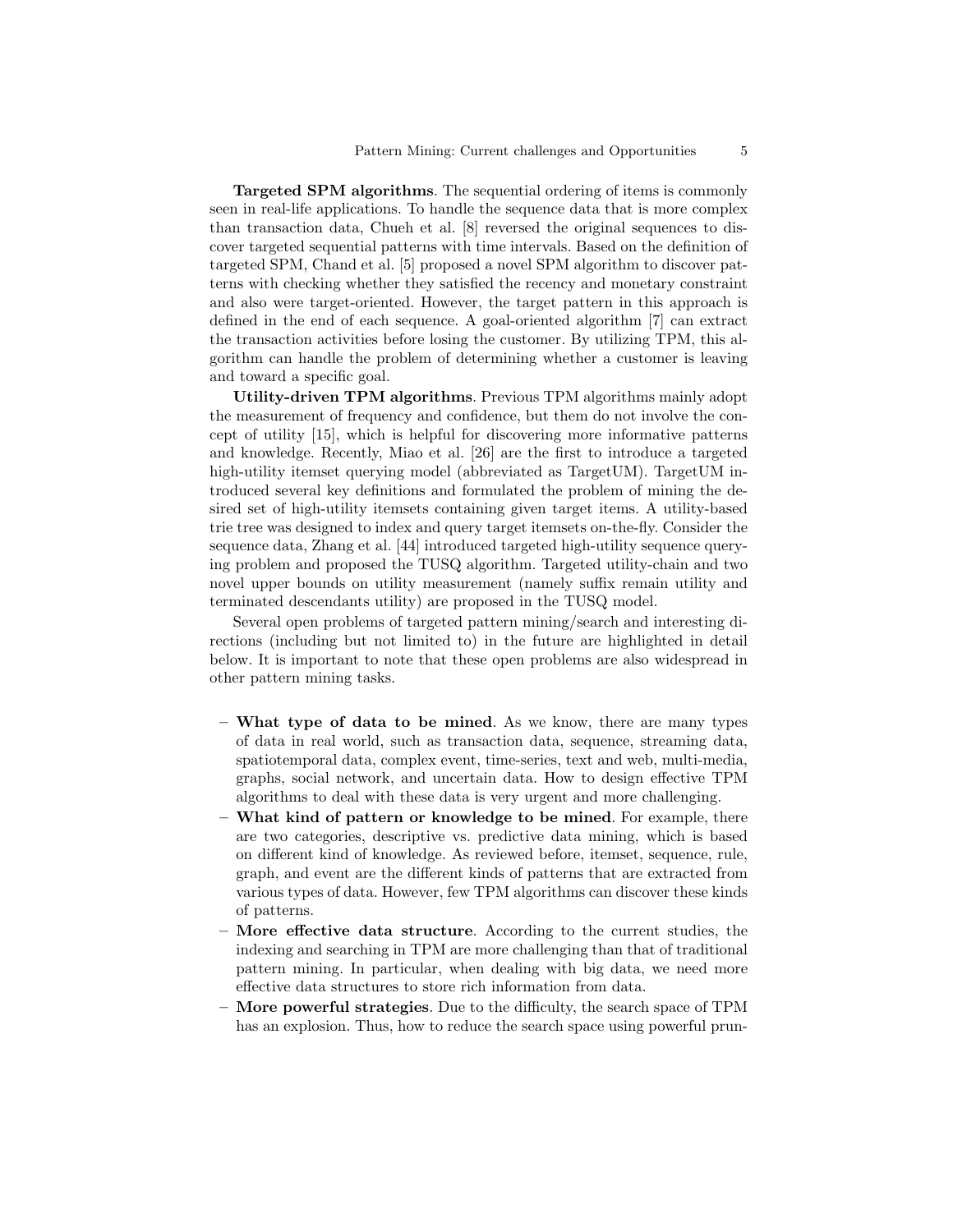**Targeted SPM algorithms**. The sequential ordering of items is commonly seen in real-life applications. To handle the sequence data that is more complex than transaction data, Chueh et al. [8] reversed the original sequences to discover targeted sequential patterns with time intervals. Based on the definition of targeted SPM, Chand et al. [5] proposed a novel SPM algorithm to discover patterns with checking whether they satisfied the recency and monetary constraint and also were target-oriented. However, the target pattern in this approach is defined in the end of each sequence. A goal-oriented algorithm [7] can extract the transaction activities before losing the customer. By utilizing TPM, this algorithm can handle the problem of determining whether a customer is leaving and toward a specific goal.

**Utility-driven TPM algorithms**. Previous TPM algorithms mainly adopt the measurement of frequency and confidence, but them do not involve the concept of utility [15], which is helpful for discovering more informative patterns and knowledge. Recently, Miao et al. [26] are the first to introduce a targeted high-utility itemset querying model (abbreviated as TargetUM). TargetUM introduced several key definitions and formulated the problem of mining the desired set of high-utility itemsets containing given target items. A utility-based trie tree was designed to index and query target itemsets on-the-fly. Consider the sequence data, Zhang et al. [44] introduced targeted high-utility sequence querying problem and proposed the TUSQ algorithm. Targeted utility-chain and two novel upper bounds on utility measurement (namely suffix remain utility and terminated descendants utility) are proposed in the TUSQ model.

Several open problems of targeted pattern mining/search and interesting directions (including but not limited to) in the future are highlighted in detail below. It is important to note that these open problems are also widespread in other pattern mining tasks.

- **What type of data to be mined**. As we know, there are many types of data in real world, such as transaction data, sequence, streaming data, spatiotemporal data, complex event, time-series, text and web, multi-media, graphs, social network, and uncertain data. How to design effective TPM algorithms to deal with these data is very urgent and more challenging.
- **What kind of pattern or knowledge to be mined**. For example, there are two categories, descriptive vs. predictive data mining, which is based on different kind of knowledge. As reviewed before, itemset, sequence, rule, graph, and event are the different kinds of patterns that are extracted from various types of data. However, few TPM algorithms can discover these kinds of patterns.
- **More effective data structure**. According to the current studies, the indexing and searching in TPM are more challenging than that of traditional pattern mining. In particular, when dealing with big data, we need more effective data structures to store rich information from data.
- **More powerful strategies**. Due to the difficulty, the search space of TPM has an explosion. Thus, how to reduce the search space using powerful prun-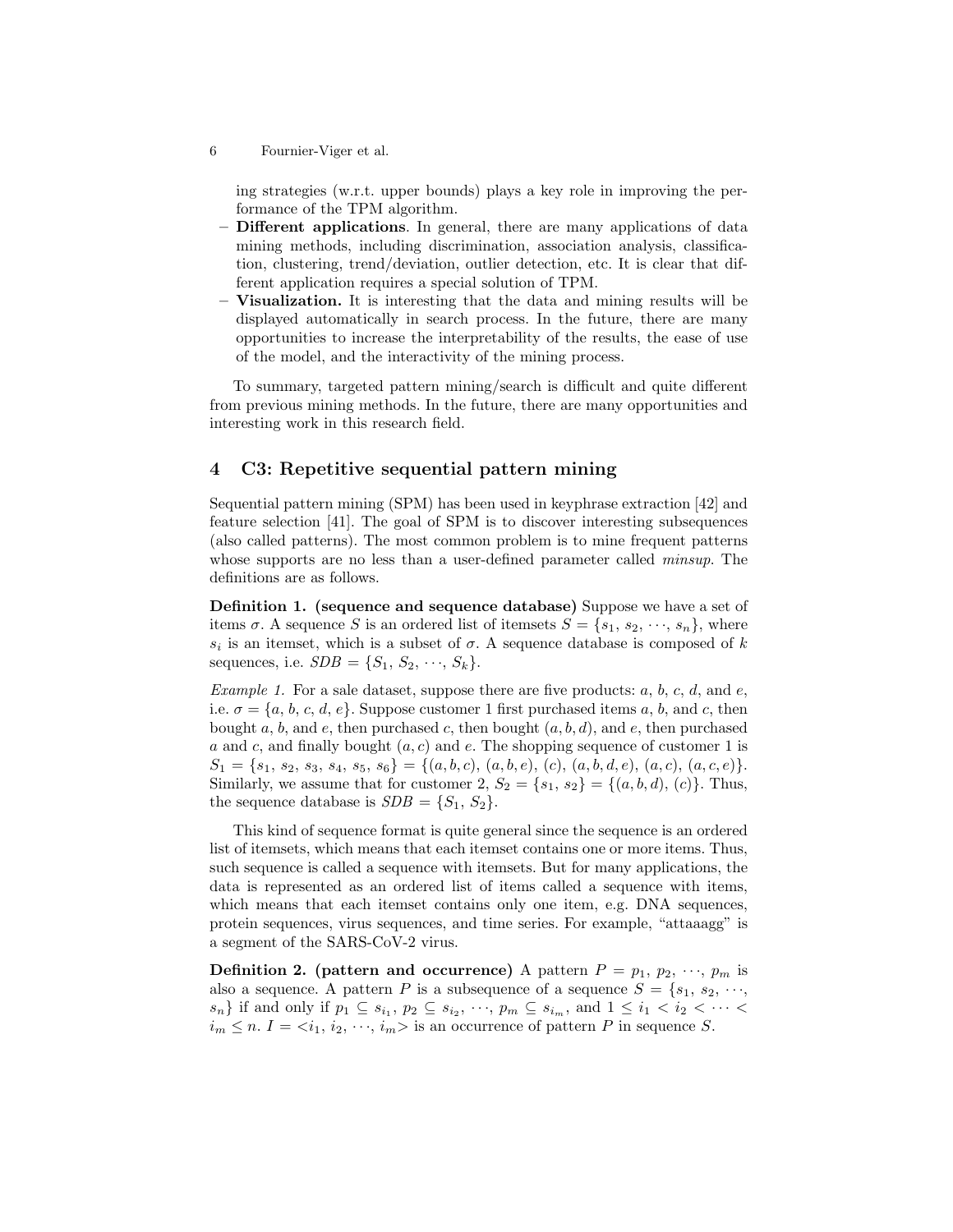ing strategies (w.r.t. upper bounds) plays a key role in improving the performance of the TPM algorithm.

- **Different applications**. In general, there are many applications of data mining methods, including discrimination, association analysis, classification, clustering, trend/deviation, outlier detection, etc. It is clear that different application requires a special solution of TPM.
- **Visualization.** It is interesting that the data and mining results will be displayed automatically in search process. In the future, there are many opportunities to increase the interpretability of the results, the ease of use of the model, and the interactivity of the mining process.

To summary, targeted pattern mining/search is difficult and quite different from previous mining methods. In the future, there are many opportunities and interesting work in this research field.

## 4 C3: Repetitive sequential pattern mining

Sequential pattern mining (SPM) has been used in keyphrase extraction [42] and feature selection [41]. The goal of SPM is to discover interesting subsequences (also called patterns). The most common problem is to mine frequent patterns whose supports are no less than a user-defined parameter called *minsup*. The definitions are as follows.

**Definition 1. (sequence and sequence database)** Suppose we have a set of items $\sigma$. A sequence $S$ is an ordered list of itemsets $S = \{s_1, s_2, \cdots, s_n\}$, where $s_i$ is an itemset, which is a subset of $\sigma$. A sequence database is composed of $k$ sequences, i.e. $SDB = \{S_1, S_2, \cdots, S_k\}$.

*Example 1.* For a sale dataset, suppose there are five products: $a$, $b$, $c$, $d$, and $e$, i.e. $\sigma = \{a, b, c, d, e\}$. Suppose customer 1 first purchased items $a$, $b$, and $c$, then bought $a$, $b$, and $e$, then purchased $c$, then bought $(a, b, d)$, and $e$, then purchased $a$ and $c$, and finally bought $(a, c)$ and $e$. The shopping sequence of customer 1 is $S_1 = \{s_1, s_2, s_3, s_4, s_5, s_6\} = \{(a, b, c), (a, b, e), (c), (a, b, d, e), (a, c), (a, c, e)\}$. Similarly, we assume that for customer 2, $S_2 = \{s_1, s_2\} = \{(a, b, d), (c)\}$. Thus, the sequence database is $SDB = \{S_1, S_2\}$.

This kind of sequence format is quite general since the sequence is an ordered list of itemsets, which means that each itemset contains one or more items. Thus, such sequence is called a sequence with itemsets. But for many applications, the data is represented as an ordered list of items called a sequence with items, which means that each itemset contains only one item, e.g. DNA sequences, protein sequences, virus sequences, and time series. For example, "attaaagg" is a segment of the SARS-CoV-2 virus.

**Definition 2. (pattern and occurrence)** A pattern $P = p_1, p_2, \cdots, p_m$ is also a sequence. A pattern $P$ is a subsequence of a sequence $S = \{s_1, s_2, \cdots, s_n\}$ if and only if $p_1 \subseteq s_{i_1}$, $p_2 \subseteq s_{i_2}$, $\cdots$, $p_m \subseteq s_{i_m}$, and $1 \leq i_1 < i_2 < \cdots < i_m \leq n$. $I = <i_1, i_2, \cdots, i_m>$ is an occurrence of pattern $P$ in sequence $S$.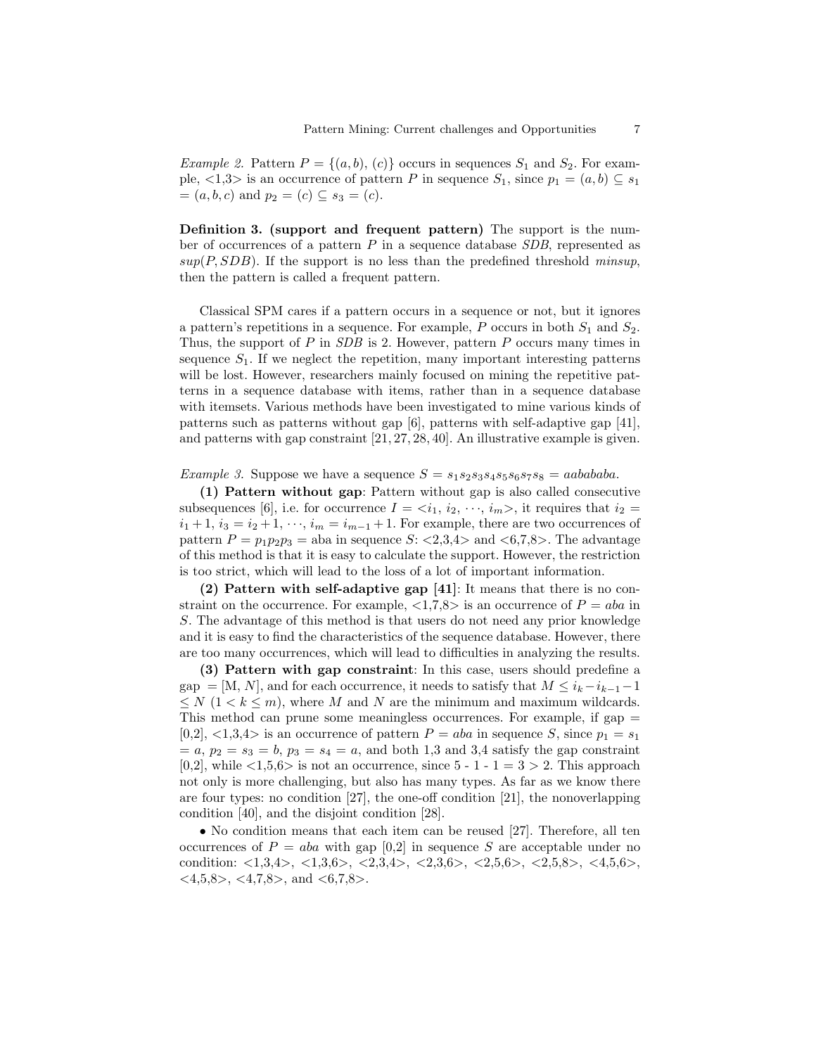*Example 2.* Pattern $P = \{(a, b), (c)\}$ occurs in sequences $S_1$ and $S_2$. For example, <1,3> is an occurrence of pattern $P$ in sequence $S_1$, since $p_1 = (a, b) \subseteq s_1 = (a, b, c)$ and $p_2 = (c) \subseteq s_3 = (c)$.

**Definition 3. (support and frequent pattern)** The support is the number of occurrences of a pattern $P$ in a sequence database *SDB*, represented as $sup(P, SDB)$. If the support is no less than the predefined threshold *minsup*, then the pattern is called a frequent pattern.

Classical SPM cares if a pattern occurs in a sequence or not, but it ignores a pattern's repetitions in a sequence. For example, $P$ occurs in both $S_1$ and $S_2$. Thus, the support of $P$ in *SDB* is 2. However, pattern $P$ occurs many times in sequence $S_1$. If we neglect the repetition, many important interesting patterns will be lost. However, researchers mainly focused on mining the repetitive patterns in a sequence database with items, rather than in a sequence database with itemsets. Various methods have been investigated to mine various kinds of patterns such as patterns without gap [6], patterns with self-adaptive gap [41], and patterns with gap constraint [21, 27, 28, 40]. An illustrative example is given.

*Example 3.* Suppose we have a sequence $S = s_1s_2s_3s_4s_5s_6s_7s_8 = aabababa$.

**(1) Pattern without gap**: Pattern without gap is also called consecutive subsequences [6], i.e. for occurrence $I = <i_1, i_2, \cdots, i_m>$, it requires that $i_2 = i_1 + 1$, $i_3 = i_2 + 1$, $\cdots$, $i_m = i_{m-1} + 1$. For example, there are two occurrences of pattern $P = p_1p_2p_3 =$ aba in sequence $S$: <2,3,4> and <6,7,8>. The advantage of this method is that it is easy to calculate the support. However, the restriction is too strict, which will lead to the loss of a lot of important information.

**(2) Pattern with self-adaptive gap [41]**: It means that there is no constraint on the occurrence. For example, <1,7,8> is an occurrence of $P = aba$ in $S$. The advantage of this method is that users do not need any prior knowledge and it is easy to find the characteristics of the sequence database. However, there are too many occurrences, which will lead to difficulties in analyzing the results.

**(3) Pattern with gap constraint**: In this case, users should predefine a gap = [M, $N$], and for each occurrence, it needs to satisfy that $M \leq i_k - i_{k-1} - 1 \leq N$ $(1 < k \leq m)$, where $M$ and $N$ are the minimum and maximum wildcards. This method can prune some meaningless occurrences. For example, if gap = [0,2], <1,3,4> is an occurrence of pattern $P = aba$ in sequence $S$, since $p_1 = s_1 = a$, $p_2 = s_3 = b$, $p_3 = s_4 = a$, and both 1,3 and 3,4 satisfy the gap constraint [0,2], while <1,5,6> is not an occurrence, since 5 - 1 - 1 = 3 > 2. This approach not only is more challenging, but also has many types. As far as we know there are four types: no condition [27], the one-off condition [21], the nonoverlapping condition [40], and the disjoint condition [28].

• No condition means that each item can be reused [27]. Therefore, all ten occurrences of $P = aba$ with gap [0,2] in sequence $S$ are acceptable under no condition: <1,3,4>, <1,3,6>, <2,3,4>, <2,3,6>, <2,5,6>, <2,5,8>, <4,5,6>, <4,5,8>, <4,7,8>, and <6,7,8>.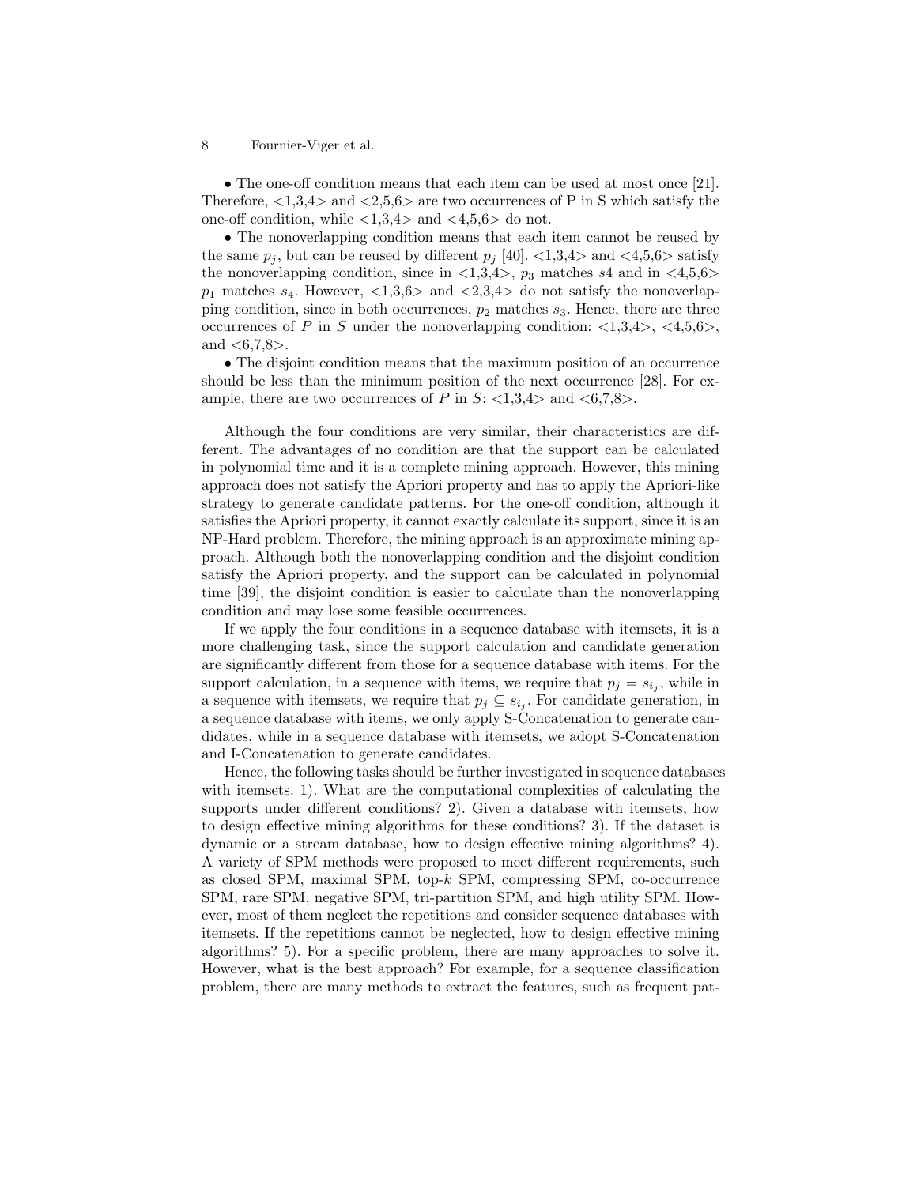• The one-off condition means that each item can be used at most once [21]. Therefore, <1,3,4> and <2,5,6> are two occurrences of P in S which satisfy the one-off condition, while <1,3,4> and <4,5,6> do not.

• The nonoverlapping condition means that each item cannot be reused by the same $p_j$, but can be reused by different $p_j$ [40]. <1,3,4> and <4,5,6> satisfy the nonoverlapping condition, since in <1,3,4>, $p_3$ matches $s4$ and in <4,5,6> $p_1$ matches $s_4$. However, <1,3,6> and <2,3,4> do not satisfy the nonoverlapping condition, since in both occurrences, $p_2$ matches $s_3$. Hence, there are three occurrences of $P$ in $S$ under the nonoverlapping condition: <1,3,4>, <4,5,6>, and <6,7,8>.

• The disjoint condition means that the maximum position of an occurrence should be less than the minimum position of the next occurrence [28]. For example, there are two occurrences of $P$ in $S$: <1,3,4> and <6,7,8>.

Although the four conditions are very similar, their characteristics are different. The advantages of no condition are that the support can be calculated in polynomial time and it is a complete mining approach. However, this mining approach does not satisfy the Apriori property and has to apply the Apriori-like strategy to generate candidate patterns. For the one-off condition, although it satisfies the Apriori property, it cannot exactly calculate its support, since it is an NP-Hard problem. Therefore, the mining approach is an approximate mining approach. Although both the nonoverlapping condition and the disjoint condition satisfy the Apriori property, and the support can be calculated in polynomial time [39], the disjoint condition is easier to calculate than the nonoverlapping condition and may lose some feasible occurrences.

If we apply the four conditions in a sequence database with itemsets, it is a more challenging task, since the support calculation and candidate generation are significantly different from those for a sequence database with items. For the support calculation, in a sequence with items, we require that $p_j = s_{i_j}$, while in a sequence with itemsets, we require that $p_j \subseteq s_{i_j}$. For candidate generation, in a sequence database with items, we only apply S-Concatenation to generate candidates, while in a sequence database with itemsets, we adopt S-Concatenation and I-Concatenation to generate candidates.

Hence, the following tasks should be further investigated in sequence databases with itemsets. 1). What are the computational complexities of calculating the supports under different conditions? 2). Given a database with itemsets, how to design effective mining algorithms for these conditions? 3). If the dataset is dynamic or a stream database, how to design effective mining algorithms? 4). A variety of SPM methods were proposed to meet different requirements, such as closed SPM, maximal SPM, top-$k$ SPM, compressing SPM, co-occurrence SPM, rare SPM, negative SPM, tri-partition SPM, and high utility SPM. However, most of them neglect the repetitions and consider sequence databases with itemsets. If the repetitions cannot be neglected, how to design effective mining algorithms? 5). For a specific problem, there are many approaches to solve it. However, what is the best approach? For example, for a sequence classification problem, there are many methods to extract the features, such as frequent pat-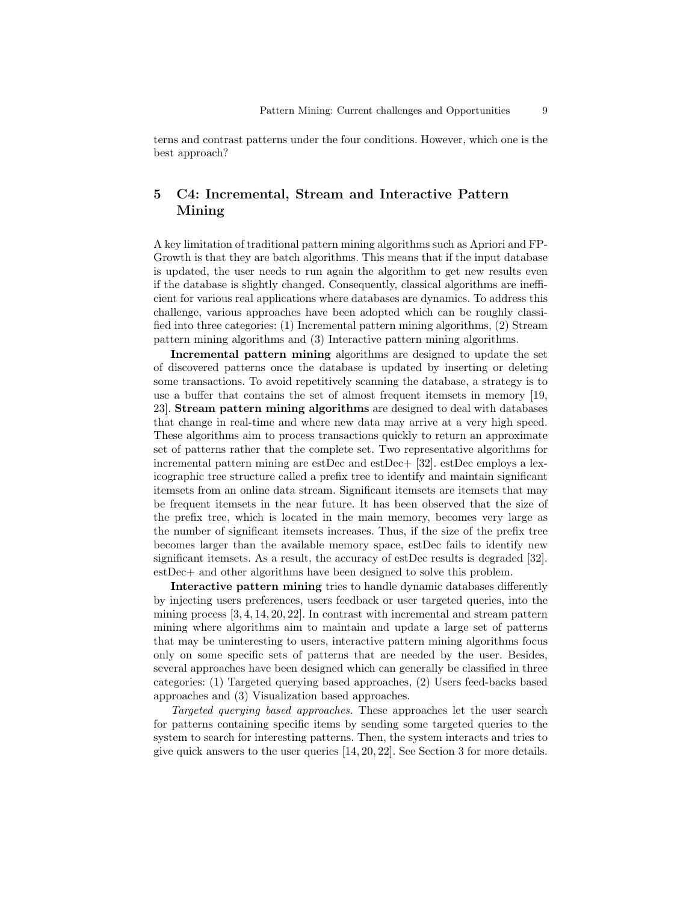terns and contrast patterns under the four conditions. However, which one is the best approach?

## 5 C4: Incremental, Stream and Interactive Pattern Mining

A key limitation of traditional pattern mining algorithms such as Apriori and FP-Growth is that they are batch algorithms. This means that if the input database is updated, the user needs to run again the algorithm to get new results even if the database is slightly changed. Consequently, classical algorithms are inefficient for various real applications where databases are dynamics. To address this challenge, various approaches have been adopted which can be roughly classified into three categories: (1) Incremental pattern mining algorithms, (2) Stream pattern mining algorithms and (3) Interactive pattern mining algorithms.

**Incremental pattern mining** algorithms are designed to update the set of discovered patterns once the database is updated by inserting or deleting some transactions. To avoid repetitively scanning the database, a strategy is to use a buffer that contains the set of almost frequent itemsets in memory [19, 23]. **Stream pattern mining algorithms** are designed to deal with databases that change in real-time and where new data may arrive at a very high speed. These algorithms aim to process transactions quickly to return an approximate set of patterns rather that the complete set. Two representative algorithms for incremental pattern mining are estDec and estDec+ [32]. estDec employs a lexicographic tree structure called a prefix tree to identify and maintain significant itemsets from an online data stream. Significant itemsets are itemsets that may be frequent itemsets in the near future. It has been observed that the size of the prefix tree, which is located in the main memory, becomes very large as the number of significant itemsets increases. Thus, if the size of the prefix tree becomes larger than the available memory space, estDec fails to identify new significant itemsets. As a result, the accuracy of estDec results is degraded [32]. estDec+ and other algorithms have been designed to solve this problem.

**Interactive pattern mining** tries to handle dynamic databases differently by injecting users preferences, users feedback or user targeted queries, into the mining process [3, 4, 14, 20, 22]. In contrast with incremental and stream pattern mining where algorithms aim to maintain and update a large set of patterns that may be uninteresting to users, interactive pattern mining algorithms focus only on some specific sets of patterns that are needed by the user. Besides, several approaches have been designed which can generally be classified in three categories: (1) Targeted querying based approaches, (2) Users feed-backs based approaches and (3) Visualization based approaches.

*Targeted querying based approaches.* These approaches let the user search for patterns containing specific items by sending some targeted queries to the system to search for interesting patterns. Then, the system interacts and tries to give quick answers to the user queries [14, 20, 22]. See Section 3 for more details.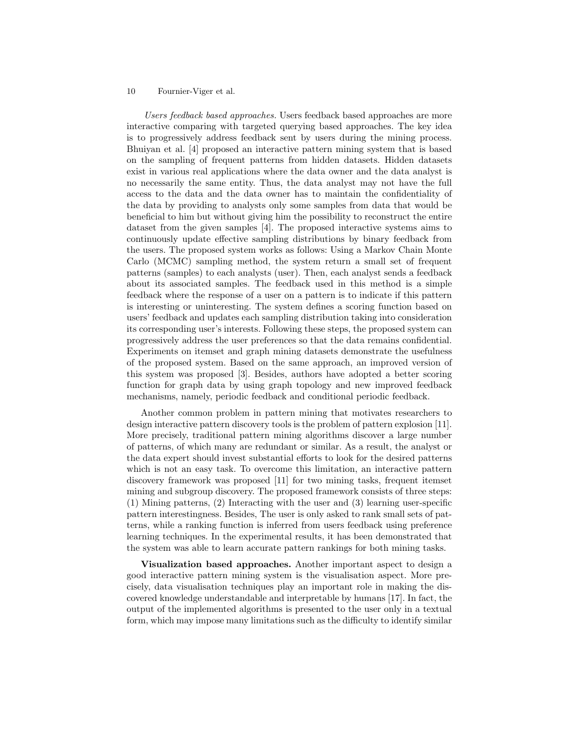*Users feedback based approaches.* Users feedback based approaches are more interactive comparing with targeted querying based approaches. The key idea is to progressively address feedback sent by users during the mining process. Bhuiyan et al. [4] proposed an interactive pattern mining system that is based on the sampling of frequent patterns from hidden datasets. Hidden datasets exist in various real applications where the data owner and the data analyst is no necessarily the same entity. Thus, the data analyst may not have the full access to the data and the data owner has to maintain the confidentiality of the data by providing to analysts only some samples from data that would be beneficial to him but without giving him the possibility to reconstruct the entire dataset from the given samples [4]. The proposed interactive systems aims to continuously update effective sampling distributions by binary feedback from the users. The proposed system works as follows: Using a Markov Chain Monte Carlo (MCMC) sampling method, the system return a small set of frequent patterns (samples) to each analysts (user). Then, each analyst sends a feedback about its associated samples. The feedback used in this method is a simple feedback where the response of a user on a pattern is to indicate if this pattern is interesting or uninteresting. The system defines a scoring function based on users' feedback and updates each sampling distribution taking into consideration its corresponding user's interests. Following these steps, the proposed system can progressively address the user preferences so that the data remains confidential. Experiments on itemset and graph mining datasets demonstrate the usefulness of the proposed system. Based on the same approach, an improved version of this system was proposed [3]. Besides, authors have adopted a better scoring function for graph data by using graph topology and new improved feedback mechanisms, namely, periodic feedback and conditional periodic feedback.

Another common problem in pattern mining that motivates researchers to design interactive pattern discovery tools is the problem of pattern explosion [11]. More precisely, traditional pattern mining algorithms discover a large number of patterns, of which many are redundant or similar. As a result, the analyst or the data expert should invest substantial efforts to look for the desired patterns which is not an easy task. To overcome this limitation, an interactive pattern discovery framework was proposed [11] for two mining tasks, frequent itemset mining and subgroup discovery. The proposed framework consists of three steps: (1) Mining patterns, (2) Interacting with the user and (3) learning user-specific pattern interestingness. Besides, The user is only asked to rank small sets of patterns, while a ranking function is inferred from users feedback using preference learning techniques. In the experimental results, it has been demonstrated that the system was able to learn accurate pattern rankings for both mining tasks.

**Visualization based approaches.** Another important aspect to design a good interactive pattern mining system is the visualisation aspect. More precisely, data visualisation techniques play an important role in making the discovered knowledge understandable and interpretable by humans [17]. In fact, the output of the implemented algorithms is presented to the user only in a textual form, which may impose many limitations such as the difficulty to identify similar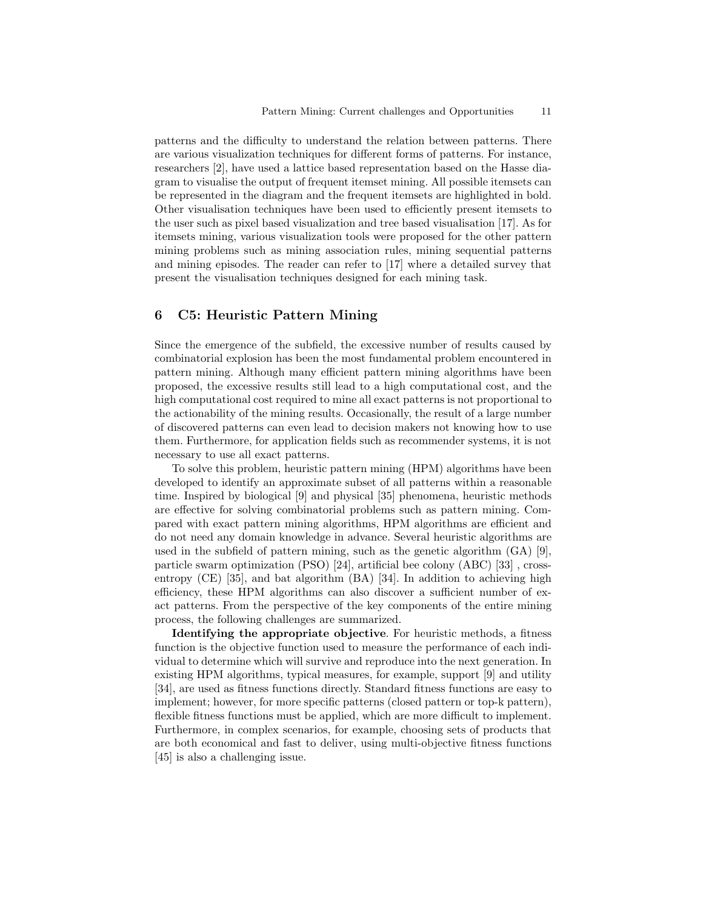patterns and the difficulty to understand the relation between patterns. There are various visualization techniques for different forms of patterns. For instance, researchers [2], have used a lattice based representation based on the Hasse diagram to visualise the output of frequent itemset mining. All possible itemsets can be represented in the diagram and the frequent itemsets are highlighted in bold. Other visualisation techniques have been used to efficiently present itemsets to the user such as pixel based visualization and tree based visualisation [17]. As for itemsets mining, various visualization tools were proposed for the other pattern mining problems such as mining association rules, mining sequential patterns and mining episodes. The reader can refer to [17] where a detailed survey that present the visualisation techniques designed for each mining task.

## 6 C5: Heuristic Pattern Mining

Since the emergence of the subfield, the excessive number of results caused by combinatorial explosion has been the most fundamental problem encountered in pattern mining. Although many efficient pattern mining algorithms have been proposed, the excessive results still lead to a high computational cost, and the high computational cost required to mine all exact patterns is not proportional to the actionability of the mining results. Occasionally, the result of a large number of discovered patterns can even lead to decision makers not knowing how to use them. Furthermore, for application fields such as recommender systems, it is not necessary to use all exact patterns.

To solve this problem, heuristic pattern mining (HPM) algorithms have been developed to identify an approximate subset of all patterns within a reasonable time. Inspired by biological [9] and physical [35] phenomena, heuristic methods are effective for solving combinatorial problems such as pattern mining. Compared with exact pattern mining algorithms, HPM algorithms are efficient and do not need any domain knowledge in advance. Several heuristic algorithms are used in the subfield of pattern mining, such as the genetic algorithm (GA) [9], particle swarm optimization (PSO) [24], artificial bee colony (ABC) [33] , cross-entropy (CE) [35], and bat algorithm (BA) [34]. In addition to achieving high efficiency, these HPM algorithms can also discover a sufficient number of exact patterns. From the perspective of the key components of the entire mining process, the following challenges are summarized.

**Identifying the appropriate objective**. For heuristic methods, a fitness function is the objective function used to measure the performance of each individual to determine which will survive and reproduce into the next generation. In existing HPM algorithms, typical measures, for example, support [9] and utility [34], are used as fitness functions directly. Standard fitness functions are easy to implement; however, for more specific patterns (closed pattern or top-k pattern), flexible fitness functions must be applied, which are more difficult to implement. Furthermore, in complex scenarios, for example, choosing sets of products that are both economical and fast to deliver, using multi-objective fitness functions [45] is also a challenging issue.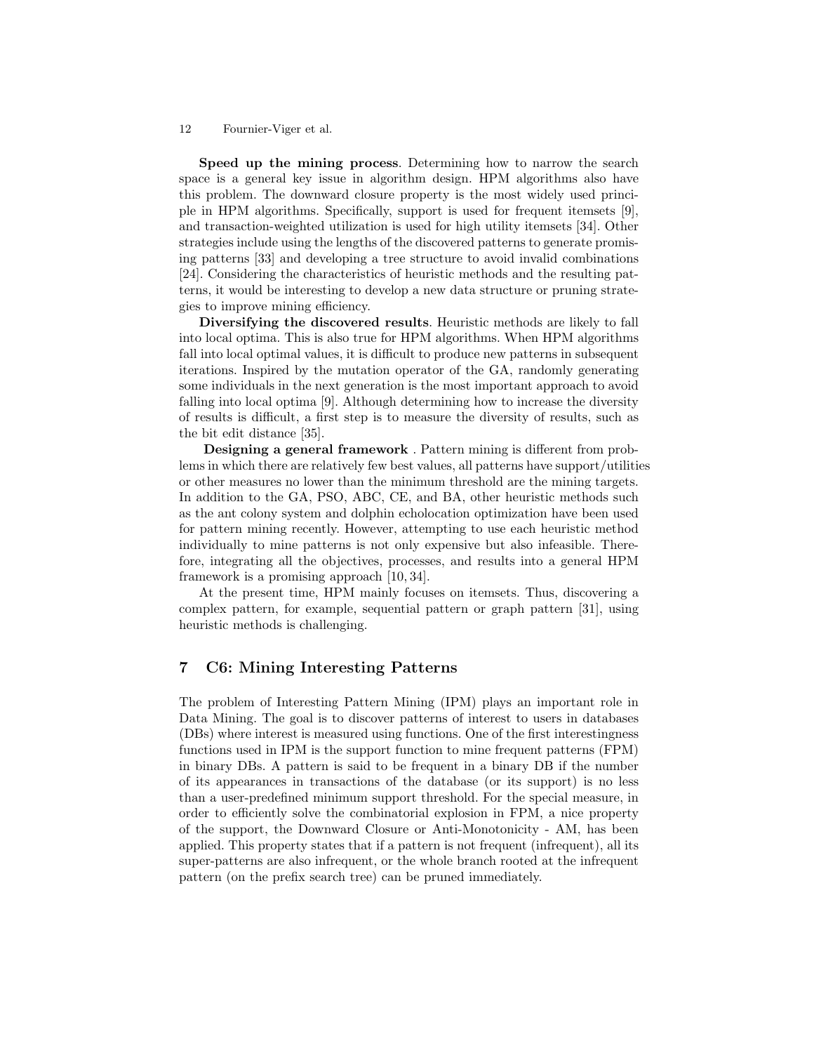**Speed up the mining process**. Determining how to narrow the search space is a general key issue in algorithm design. HPM algorithms also have this problem. The downward closure property is the most widely used principle in HPM algorithms. Specifically, support is used for frequent itemsets [9], and transaction-weighted utilization is used for high utility itemsets [34]. Other strategies include using the lengths of the discovered patterns to generate promising patterns [33] and developing a tree structure to avoid invalid combinations [24]. Considering the characteristics of heuristic methods and the resulting patterns, it would be interesting to develop a new data structure or pruning strategies to improve mining efficiency.

**Diversifying the discovered results**. Heuristic methods are likely to fall into local optima. This is also true for HPM algorithms. When HPM algorithms fall into local optimal values, it is difficult to produce new patterns in subsequent iterations. Inspired by the mutation operator of the GA, randomly generating some individuals in the next generation is the most important approach to avoid falling into local optima [9]. Although determining how to increase the diversity of results is difficult, a first step is to measure the diversity of results, such as the bit edit distance [35].

**Designing a general framework** . Pattern mining is different from problems in which there are relatively few best values, all patterns have support/utilities or other measures no lower than the minimum threshold are the mining targets. In addition to the GA, PSO, ABC, CE, and BA, other heuristic methods such as the ant colony system and dolphin echolocation optimization have been used for pattern mining recently. However, attempting to use each heuristic method individually to mine patterns is not only expensive but also infeasible. Therefore, integrating all the objectives, processes, and results into a general HPM framework is a promising approach [10, 34].

At the present time, HPM mainly focuses on itemsets. Thus, discovering a complex pattern, for example, sequential pattern or graph pattern [31], using heuristic methods is challenging.

## 7 C6: Mining Interesting Patterns

The problem of Interesting Pattern Mining (IPM) plays an important role in Data Mining. The goal is to discover patterns of interest to users in databases (DBs) where interest is measured using functions. One of the first interestingness functions used in IPM is the support function to mine frequent patterns (FPM) in binary DBs. A pattern is said to be frequent in a binary DB if the number of its appearances in transactions of the database (or its support) is no less than a user-predefined minimum support threshold. For the special measure, in order to efficiently solve the combinatorial explosion in FPM, a nice property of the support, the Downward Closure or Anti-Monotonicity - AM, has been applied. This property states that if a pattern is not frequent (infrequent), all its super-patterns are also infrequent, or the whole branch rooted at the infrequent pattern (on the prefix search tree) can be pruned immediately.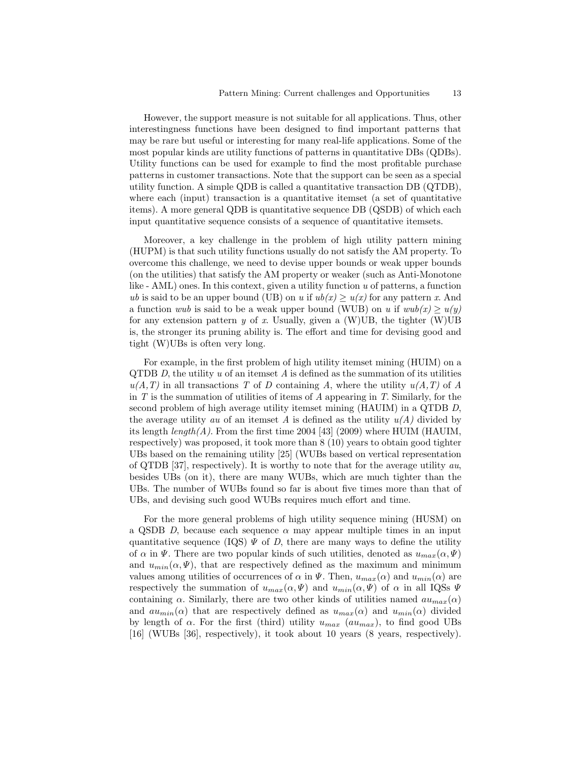However, the support measure is not suitable for all applications. Thus, other interestingness functions have been designed to find important patterns that may be rare but useful or interesting for many real-life applications. Some of the most popular kinds are utility functions of patterns in quantitative DBs (QDBs). Utility functions can be used for example to find the most profitable purchase patterns in customer transactions. Note that the support can be seen as a special utility function. A simple QDB is called a quantitative transaction DB (QTDB), where each (input) transaction is a quantitative itemset (a set of quantitative items). A more general QDB is quantitative sequence DB (QSDB) of which each input quantitative sequence consists of a sequence of quantitative itemsets.

Moreover, a key challenge in the problem of high utility pattern mining (HUPM) is that such utility functions usually do not satisfy the AM property. To overcome this challenge, we need to devise upper bounds or weak upper bounds (on the utilities) that satisfy the AM property or weaker (such as Anti-Monotone like - AML) ones. In this context, given a utility function $u$ of patterns, a function $ub$ is said to be an upper bound (UB) on $u$ if $ub(x) \geq u(x)$ for any pattern $x$. And a function $wub$ is said to be a weak upper bound (WUB) on $u$ if $wub(x) \geq u(y)$ for any extension pattern $y$ of $x$. Usually, given a (W)UB, the tighter (W)UB is, the stronger its pruning ability is. The effort and time for devising good and tight (W)UBs is often very long.

For example, in the first problem of high utility itemset mining (HUIM) on a QTDB $D$, the utility $u$ of an itemset $A$ is defined as the summation of its utilities $u(A,T)$ in all transactions $T$ of $D$ containing $A$, where the utility $u(A,T)$ of $A$ in $T$ is the summation of utilities of items of $A$ appearing in $T$. Similarly, for the second problem of high average utility itemset mining (HAUIM) in a QTDB $D$, the average utility $au$ of an itemset $A$ is defined as the utility $u(A)$ divided by its length $length(A)$. From the first time 2004 [43] (2009) where HUIM (HAUIM, respectively) was proposed, it took more than 8 (10) years to obtain good tighter UBs based on the remaining utility [25] (WUBs based on vertical representation of QTDB [37], respectively). It is worthy to note that for the average utility $au$, besides UBs (on it), there are many WUBs, which are much tighter than the UBs. The number of WUBs found so far is about five times more than that of UBs, and devising such good WUBs requires much effort and time.

For the more general problems of high utility sequence mining (HUSM) on a QSDB $D$, because each sequence $\alpha$ may appear multiple times in an input quantitative sequence (IQS) $\Psi$ of $D$, there are many ways to define the utility of $\alpha$ in $\Psi$. There are two popular kinds of such utilities, denoted as $u_{max}(\alpha, \Psi)$ and $u_{min}(\alpha, \Psi)$, that are respectively defined as the maximum and minimum values among utilities of occurrences of $\alpha$ in $\Psi$. Then, $u_{max}(\alpha)$ and $u_{min}(\alpha)$ are respectively the summation of $u_{max}(\alpha, \Psi)$ and $u_{min}(\alpha, \Psi)$ of $\alpha$ in all IQSs $\Psi$ containing $\alpha$. Similarly, there are two other kinds of utilities named $au_{max}(\alpha)$ and $au_{min}(\alpha)$ that are respectively defined as $u_{max}(\alpha)$ and $u_{min}(\alpha)$ divided by length of $\alpha$. For the first (third) utility $u_{max}$ ($au_{max}$), to find good UBs [16] (WUBs [36], respectively), it took about 10 years (8 years, respectively).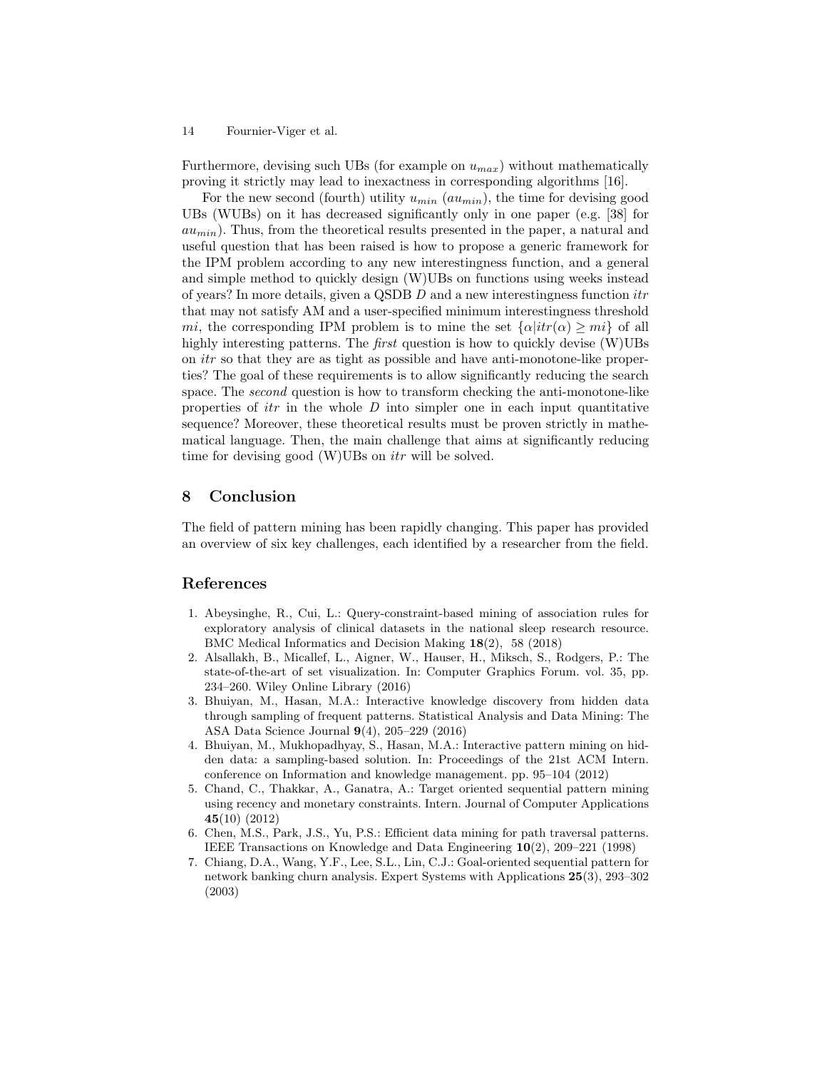Furthermore, devising such UBs (for example on $u_{max}$) without mathematically proving it strictly may lead to inexactness in corresponding algorithms [16].

For the new second (fourth) utility $u_{min}$ ($au_{min}$), the time for devising good UBs (WUBs) on it has decreased significantly only in one paper (e.g. [38] for $au_{min}$). Thus, from the theoretical results presented in the paper, a natural and useful question that has been raised is how to propose a generic framework for the IPM problem according to any new interestingness function, and a general and simple method to quickly design (W)UBs on functions using weeks instead of years? In more details, given a QSDB $D$ and a new interestingness function $itr$ that may not satisfy AM and a user-specified minimum interestingness threshold $mi$, the corresponding IPM problem is to mine the set $\{\alpha | itr(\alpha) \geq mi\}$ of all highly interesting patterns. The *first* question is how to quickly devise (W)UBs on $itr$ so that they are as tight as possible and have anti-monotone-like properties? The goal of these requirements is to allow significantly reducing the search space. The *second* question is how to transform checking the anti-monotone-like properties of $itr$ in the whole $D$ into simpler one in each input quantitative sequence? Moreover, these theoretical results must be proven strictly in mathematical language. Then, the main challenge that aims at significantly reducing time for devising good (W)UBs on $itr$ will be solved.

## 8 Conclusion

The field of pattern mining has been rapidly changing. This paper has provided an overview of six key challenges, each identified by a researcher from the field.

## References

1. Abeysinghe, R., Cui, L.: Query-constraint-based mining of association rules for exploratory analysis of clinical datasets in the national sleep research resource. BMC Medical Informatics and Decision Making **18**(2), 58 (2018)
2. Alsallakh, B., Micallef, L., Aigner, W., Hauser, H., Miksch, S., Rodgers, P.: The state-of-the-art of set visualization. In: Computer Graphics Forum. vol. 35, pp. 234–260. Wiley Online Library (2016)
3. Bhuiyan, M., Hasan, M.A.: Interactive knowledge discovery from hidden data through sampling of frequent patterns. Statistical Analysis and Data Mining: The ASA Data Science Journal **9**(4), 205–229 (2016)
4. Bhuiyan, M., Mukhopadhyay, S., Hasan, M.A.: Interactive pattern mining on hidden data: a sampling-based solution. In: Proceedings of the 21st ACM Intern. conference on Information and knowledge management. pp. 95–104 (2012)
5. Chand, C., Thakkar, A., Ganatra, A.: Target oriented sequential pattern mining using recency and monetary constraints. Intern. Journal of Computer Applications **45**(10) (2012)
6. Chen, M.S., Park, J.S., Yu, P.S.: Efficient data mining for path traversal patterns. IEEE Transactions on Knowledge and Data Engineering **10**(2), 209–221 (1998)
7. Chiang, D.A., Wang, Y.F., Lee, S.L., Lin, C.J.: Goal-oriented sequential pattern for network banking churn analysis. Expert Systems with Applications **25**(3), 293–302 (2003)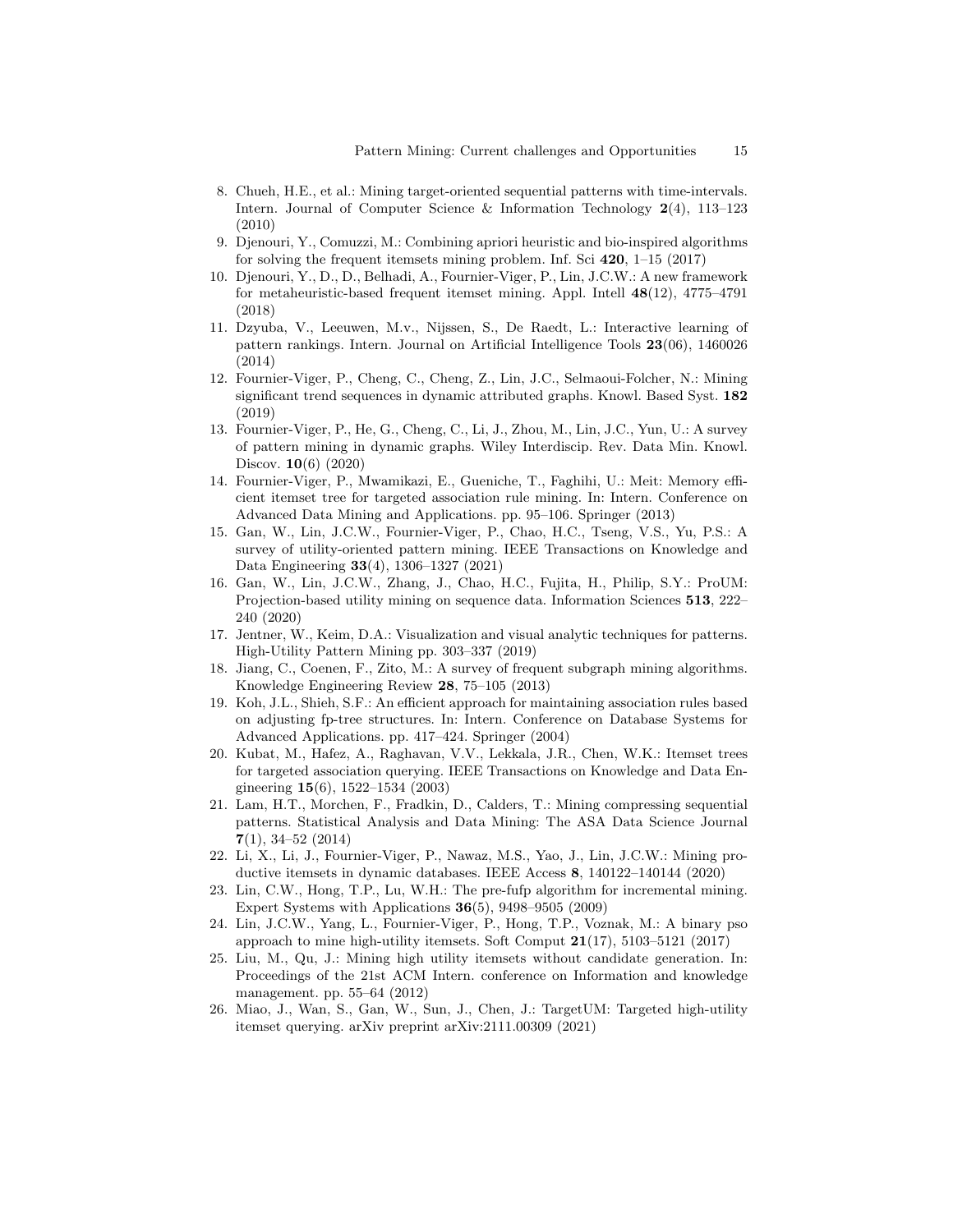8. Chueh, H.E., et al.: Mining target-oriented sequential patterns with time-intervals. Intern. Journal of Computer Science & Information Technology **2**(4), 113–123 (2010)
9. Djenouri, Y., Comuzzi, M.: Combining apriori heuristic and bio-inspired algorithms for solving the frequent itemsets mining problem. Inf. Sci **420**, 1–15 (2017)
10. Djenouri, Y., D., D., Belhadi, A., Fournier-Viger, P., Lin, J.C.W.: A new framework for metaheuristic-based frequent itemset mining. Appl. Intell **48**(12), 4775–4791 (2018)
11. Dzyuba, V., Leeuwen, M.v., Nijssen, S., De Raedt, L.: Interactive learning of pattern rankings. Intern. Journal on Artificial Intelligence Tools **23**(06), 1460026 (2014)
12. Fournier-Viger, P., Cheng, C., Cheng, Z., Lin, J.C., Selmaoui-Folcher, N.: Mining significant trend sequences in dynamic attributed graphs. Knowl. Based Syst. **182** (2019)
13. Fournier-Viger, P., He, G., Cheng, C., Li, J., Zhou, M., Lin, J.C., Yun, U.: A survey of pattern mining in dynamic graphs. Wiley Interdiscip. Rev. Data Min. Knowl. Discov. **10**(6) (2020)
14. Fournier-Viger, P., Mwamikazi, E., Gueniche, T., Faghihi, U.: Meit: Memory efficient itemset tree for targeted association rule mining. In: Intern. Conference on Advanced Data Mining and Applications. pp. 95–106. Springer (2013)
15. Gan, W., Lin, J.C.W., Fournier-Viger, P., Chao, H.C., Tseng, V.S., Yu, P.S.: A survey of utility-oriented pattern mining. IEEE Transactions on Knowledge and Data Engineering **33**(4), 1306–1327 (2021)
16. Gan, W., Lin, J.C.W., Zhang, J., Chao, H.C., Fujita, H., Philip, S.Y.: ProUM: Projection-based utility mining on sequence data. Information Sciences **513**, 222–240 (2020)
17. Jentner, W., Keim, D.A.: Visualization and visual analytic techniques for patterns. High-Utility Pattern Mining pp. 303–337 (2019)
18. Jiang, C., Coenen, F., Zito, M.: A survey of frequent subgraph mining algorithms. Knowledge Engineering Review **28**, 75–105 (2013)
19. Koh, J.L., Shieh, S.F.: An efficient approach for maintaining association rules based on adjusting fp-tree structures. In: Intern. Conference on Database Systems for Advanced Applications. pp. 417–424. Springer (2004)
20. Kubat, M., Hafez, A., Raghavan, V.V., Lekkala, J.R., Chen, W.K.: Itemset trees for targeted association querying. IEEE Transactions on Knowledge and Data Engineering **15**(6), 1522–1534 (2003)
21. Lam, H.T., Morchen, F., Fradkin, D., Calders, T.: Mining compressing sequential patterns. Statistical Analysis and Data Mining: The ASA Data Science Journal **7**(1), 34–52 (2014)
22. Li, X., Li, J., Fournier-Viger, P., Nawaz, M.S., Yao, J., Lin, J.C.W.: Mining productive itemsets in dynamic databases. IEEE Access **8**, 140122–140144 (2020)
23. Lin, C.W., Hong, T.P., Lu, W.H.: The pre-fufp algorithm for incremental mining. Expert Systems with Applications **36**(5), 9498–9505 (2009)
24. Lin, J.C.W., Yang, L., Fournier-Viger, P., Hong, T.P., Voznak, M.: A binary pso approach to mine high-utility itemsets. Soft Comput **21**(17), 5103–5121 (2017)
25. Liu, M., Qu, J.: Mining high utility itemsets without candidate generation. In: Proceedings of the 21st ACM Intern. conference on Information and knowledge management. pp. 55–64 (2012)
26. Miao, J., Wan, S., Gan, W., Sun, J., Chen, J.: TargetUM: Targeted high-utility itemset querying. arXiv preprint arXiv:2111.00309 (2021)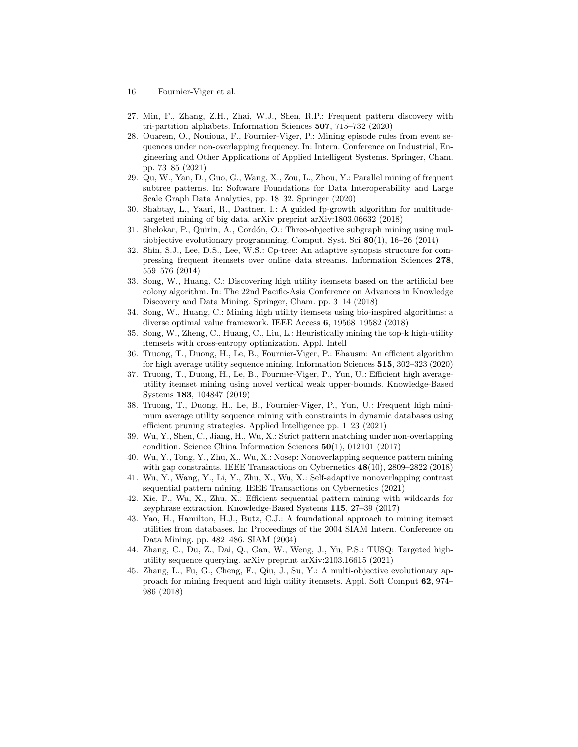27. Min, F., Zhang, Z.H., Zhai, W.J., Shen, R.P.: Frequent pattern discovery with tri-partition alphabets. Information Sciences **507**, 715–732 (2020)
28. Ouarem, O., Nouioua, F., Fournier-Viger, P.: Mining episode rules from event sequences under non-overlapping frequency. In: Intern. Conference on Industrial, Engineering and Other Applications of Applied Intelligent Systems. Springer, Cham. pp. 73–85 (2021)
29. Qu, W., Yan, D., Guo, G., Wang, X., Zou, L., Zhou, Y.: Parallel mining of frequent subtree patterns. In: Software Foundations for Data Interoperability and Large Scale Graph Data Analytics, pp. 18–32. Springer (2020)
30. Shabtay, L., Yaari, R., Dattner, I.: A guided fp-growth algorithm for multitude-targeted mining of big data. arXiv preprint arXiv:1803.06632 (2018)
31. Shelokar, P., Quirin, A., Cordón, O.: Three-objective subgraph mining using multiobjective evolutionary programming. Comput. Syst. Sci **80**(1), 16–26 (2014)
32. Shin, S.J., Lee, D.S., Lee, W.S.: Cp-tree: An adaptive synopsis structure for compressing frequent itemsets over online data streams. Information Sciences **278**, 559–576 (2014)
33. Song, W., Huang, C.: Discovering high utility itemsets based on the artificial bee colony algorithm. In: The 22nd Pacific-Asia Conference on Advances in Knowledge Discovery and Data Mining. Springer, Cham. pp. 3–14 (2018)
34. Song, W., Huang, C.: Mining high utility itemsets using bio-inspired algorithms: a diverse optimal value framework. IEEE Access **6**, 19568–19582 (2018)
35. Song, W., Zheng, C., Huang, C., Liu, L.: Heuristically mining the top-k high-utility itemsets with cross-entropy optimization. Appl. Intell
36. Truong, T., Duong, H., Le, B., Fournier-Viger, P.: Ehausm: An efficient algorithm for high average utility sequence mining. Information Sciences **515**, 302–323 (2020)
37. Truong, T., Duong, H., Le, B., Fournier-Viger, P., Yun, U.: Efficient high average-utility itemset mining using novel vertical weak upper-bounds. Knowledge-Based Systems **183**, 104847 (2019)
38. Truong, T., Duong, H., Le, B., Fournier-Viger, P., Yun, U.: Frequent high minimum average utility sequence mining with constraints in dynamic databases using efficient pruning strategies. Applied Intelligence pp. 1–23 (2021)
39. Wu, Y., Shen, C., Jiang, H., Wu, X.: Strict pattern matching under non-overlapping condition. Science China Information Sciences **50**(1), 012101 (2017)
40. Wu, Y., Tong, Y., Zhu, X., Wu, X.: Nosep: Nonoverlapping sequence pattern mining with gap constraints. IEEE Transactions on Cybernetics **48**(10), 2809–2822 (2018)
41. Wu, Y., Wang, Y., Li, Y., Zhu, X., Wu, X.: Self-adaptive nonoverlapping contrast sequential pattern mining. IEEE Transactions on Cybernetics (2021)
42. Xie, F., Wu, X., Zhu, X.: Efficient sequential pattern mining with wildcards for keyphrase extraction. Knowledge-Based Systems **115**, 27–39 (2017)
43. Yao, H., Hamilton, H.J., Butz, C.J.: A foundational approach to mining itemset utilities from databases. In: Proceedings of the 2004 SIAM Intern. Conference on Data Mining. pp. 482–486. SIAM (2004)
44. Zhang, C., Du, Z., Dai, Q., Gan, W., Weng, J., Yu, P.S.: TUSQ: Targeted high-utility sequence querying. arXiv preprint arXiv:2103.16615 (2021)
45. Zhang, L., Fu, G., Cheng, F., Qiu, J., Su, Y.: A multi-objective evolutionary approach for mining frequent and high utility itemsets. Appl. Soft Comput **62**, 974–986 (2018)